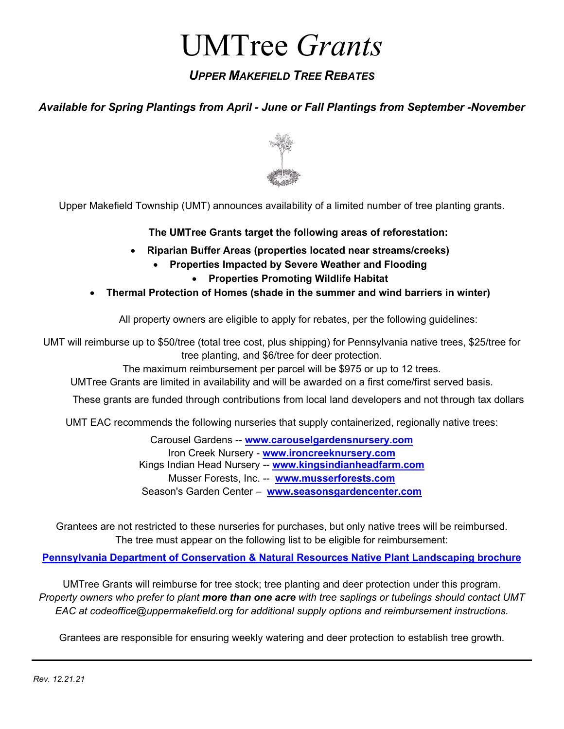# UMTree *Grants*

## *UPPER MAKEFIELD TREE REBATES*

***Available for Spring Plantings from April - June or Fall Plantings from September -November***

Upper Makefield Township (UMT) announces availability of a limited number of tree planting grants.

**The UMTree Grants target the following areas of reforestation:**

- **Riparian Buffer Areas (properties located near streams/creeks)**
- **Properties Impacted by Severe Weather and Flooding**
- **Properties Promoting Wildlife Habitat**
- **Thermal Protection of Homes (shade in the summer and wind barriers in winter)**

All property owners are eligible to apply for rebates, per the following guidelines:

UMT will reimburse up to $50/tree (total tree cost, plus shipping) for Pennsylvania native trees, $25/tree for tree planting, and $6/tree for deer protection.

The maximum reimbursement per parcel will be $975 or up to 12 trees.

UMTree Grants are limited in availability and will be awarded on a first come/first served basis.

These grants are funded through contributions from local land developers and not through tax dollars

UMT EAC recommends the following nurseries that supply containerized, regionally native trees:

Carousel Gardens -- **www.carouselgardensnursery.com**
Iron Creek Nursery - **www.ironcreeknursery.com**
Kings Indian Head Nursery -- **www.kingsindianheadfarm.com**
Musser Forests, Inc. -- **www.musserforests.com**
Season's Garden Center – **www.seasonsgardencenter.com**

Grantees are not restricted to these nurseries for purchases, but only native trees will be reimbursed. The tree must appear on the following list to be eligible for reimbursement:

**Pennsylvania Department of Conservation & Natural Resources Native Plant Landscaping brochure**

UMTree Grants will reimburse for tree stock; tree planting and deer protection under this program.
*Property owners who prefer to plant **more than one acre** with tree saplings or tubelings should contact UMT EAC at codeoffice@uppermakefield.org for additional supply options and reimbursement instructions.*

Grantees are responsible for ensuring weekly watering and deer protection to establish tree growth.

---

*Rev. 12.21.21*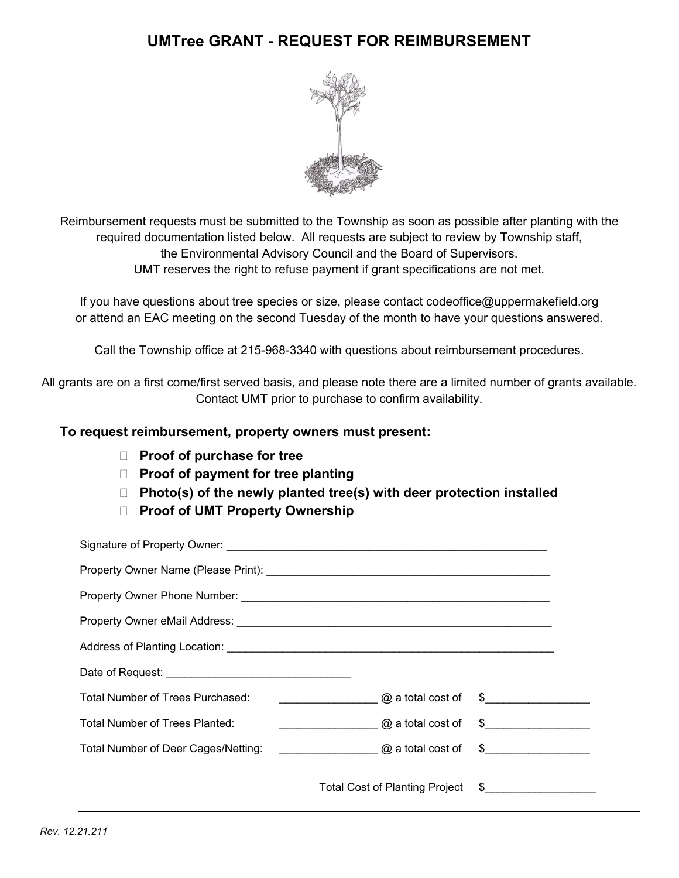# UMTree GRANT - REQUEST FOR REIMBURSEMENT

Reimbursement requests must be submitted to the Township as soon as possible after planting with the required documentation listed below. All requests are subject to review by Township staff, the Environmental Advisory Council and the Board of Supervisors.
UMT reserves the right to refuse payment if grant specifications are not met.

If you have questions about tree species or size, please contact codeoffice@uppermakefield.org or attend an EAC meeting on the second Tuesday of the month to have your questions answered.

Call the Township office at 215-968-3340 with questions about reimbursement procedures.

All grants are on a first come/first served basis, and please note there are a limited number of grants available. Contact UMT prior to purchase to confirm availability.

**To request reimbursement, property owners must present:**

- ☐ **Proof of purchase for tree**
- ☐ **Proof of payment for tree planting**
- ☐ **Photo(s) of the newly planted tree(s) with deer protection installed**
- ☐ **Proof of UMT Property Ownership**

Signature of Property Owner: ______________________________________________________

Property Owner Name (Please Print): _______________________________________________

Property Owner Phone Number: ____________________________________________________

Property Owner eMail Address: ____________________________________________________

Address of Planting Location: _____________________________________________________

Date of Request: ______________________________

Total Number of Trees Purchased: ________________ @ a total cost of $_________________

Total Number of Trees Planted: ________________ @ a total cost of $_________________

Total Number of Deer Cages/Netting: ________________ @ a total cost of $_________________

Total Cost of Planting Project $_________________

*Rev. 12.21.211*